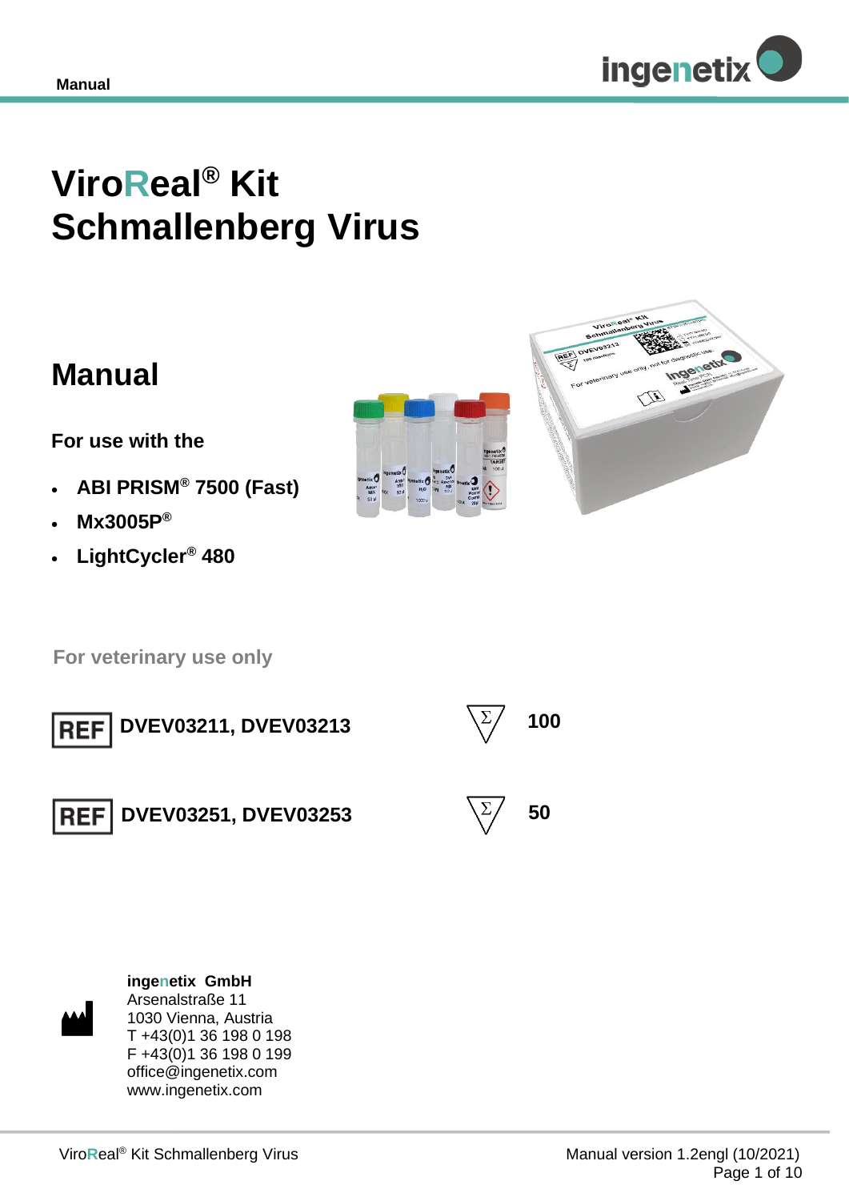# ViroReal® Kit Schmallenberg Virus

## Manual

**For use with the**

- **ABI PRISM® 7500 (Fast)**
- **Mx3005P®**
- **LightCycler® 480**

**For veterinary use only**

| | | | |
|---|---|---|---|
| REF | **DVEV03211, DVEV03213** | Σ | **100** |
| REF | **DVEV03251, DVEV03253** | Σ | **50** |

**ingenetix GmbH**
Arsenalstraße 11
1030 Vienna, Austria
T +43(0)1 36 198 0 198
F +43(0)1 36 198 0 199
office@ingenetix.com
www.ingenetix.com

Manual version 1.2engl (10/2021)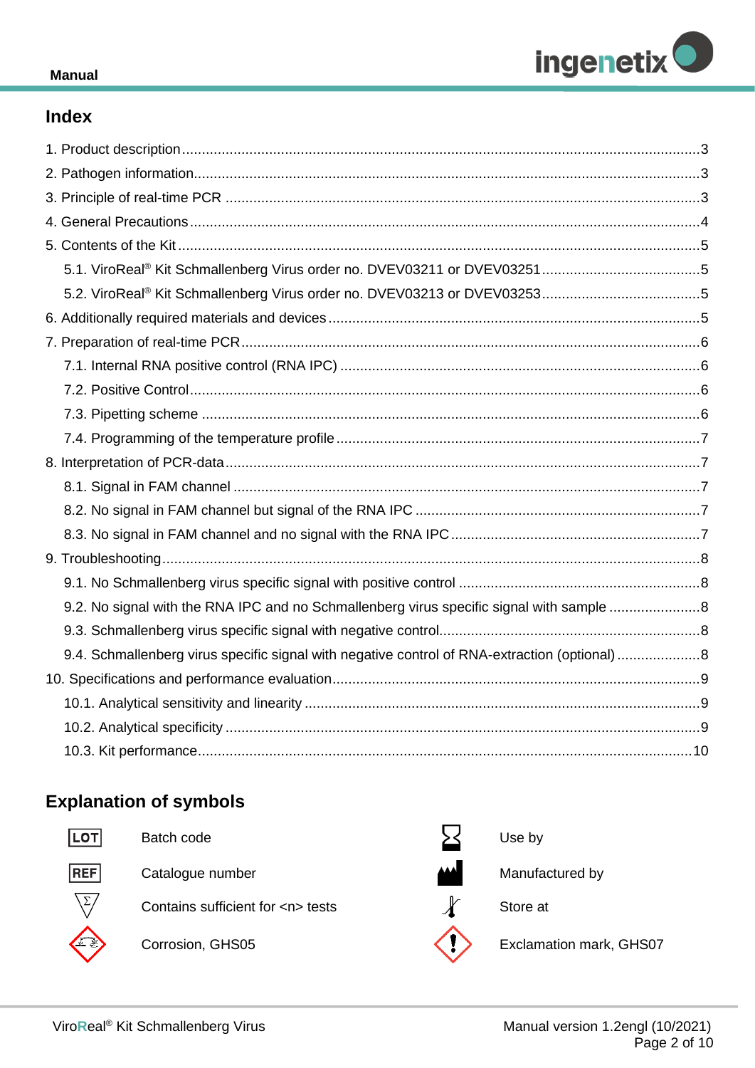# Index

1. Product description ... 3
2. Pathogen information ... 3
3. Principle of real-time PCR ... 3
4. General Precautions ... 4
5. Contents of the Kit ... 5
   - 5.1. ViroReal® Kit Schmallenberg Virus order no. DVEV03211 or DVEV03251 ... 5
   - 5.2. ViroReal® Kit Schmallenberg Virus order no. DVEV03213 or DVEV03253 ... 5
6. Additionally required materials and devices ... 5
7. Preparation of real-time PCR ... 6
   - 7.1. Internal RNA positive control (RNA IPC) ... 6
   - 7.2. Positive Control ... 6
   - 7.3. Pipetting scheme ... 6
   - 7.4. Programming of the temperature profile ... 7
8. Interpretation of PCR-data ... 7
   - 8.1. Signal in FAM channel ... 7
   - 8.2. No signal in FAM channel but signal of the RNA IPC ... 7
   - 8.3. No signal in FAM channel and no signal with the RNA IPC ... 7
9. Troubleshooting ... 8
   - 9.1. No Schmallenberg virus specific signal with positive control ... 8
   - 9.2. No signal with the RNA IPC and no Schmallenberg virus specific signal with sample ... 8
   - 9.3. Schmallenberg virus specific signal with negative control ... 8
   - 9.4. Schmallenberg virus specific signal with negative control of RNA-extraction (optional) ... 8
10. Specifications and performance evaluation ... 9
    - 10.1. Analytical sensitivity and linearity ... 9
    - 10.2. Analytical specificity ... 9
    - 10.3. Kit performance ... 10

# Explanation of symbols

| Symbol | Meaning | Symbol | Meaning |
|---|---|---|---|
| LOT | Batch code | | Use by |
| REF | Catalogue number | | Manufactured by |
| Σ | Contains sufficient for <n> tests | | Store at |
| | Corrosion, GHS05 | | Exclamation mark, GHS07 |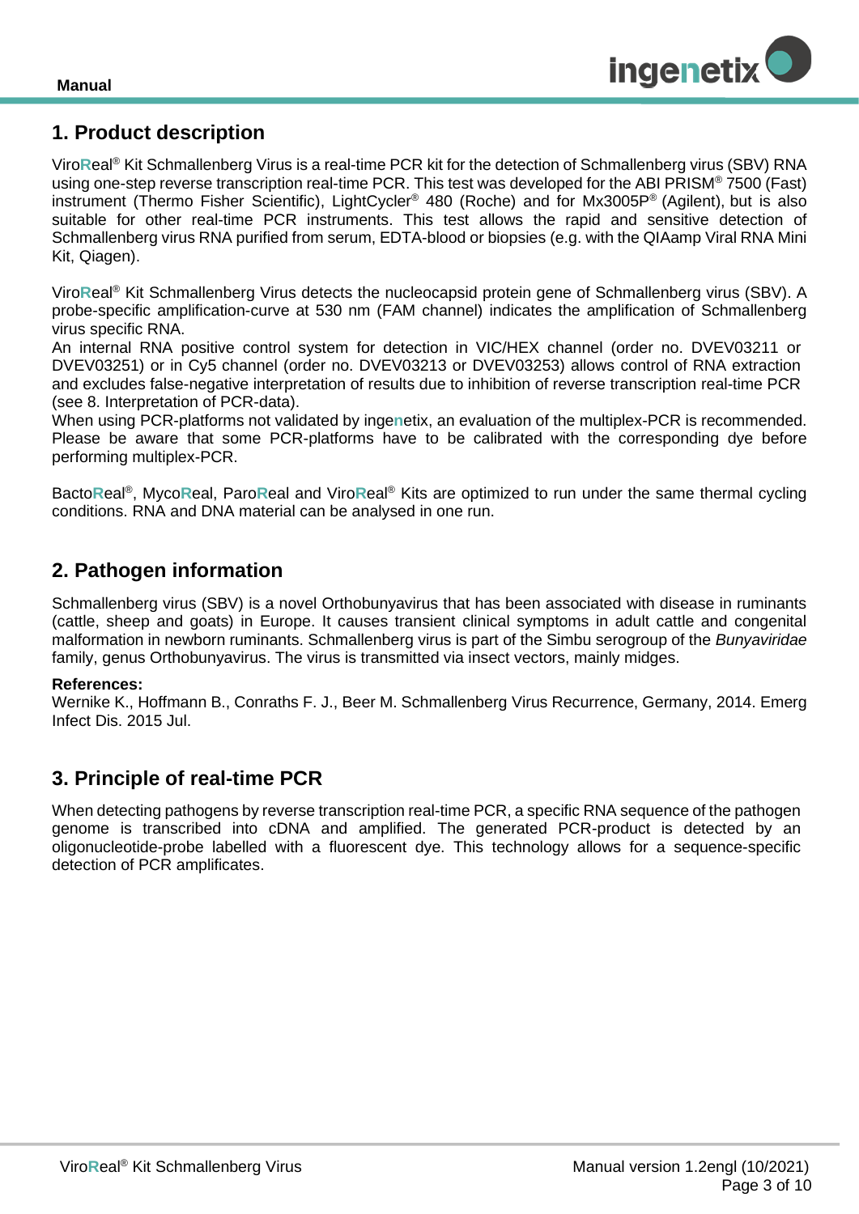## 1. Product description

ViroReal® Kit Schmallenberg Virus is a real-time PCR kit for the detection of Schmallenberg virus (SBV) RNA using one-step reverse transcription real-time PCR. This test was developed for the ABI PRISM® 7500 (Fast) instrument (Thermo Fisher Scientific), LightCycler® 480 (Roche) and for Mx3005P® (Agilent), but is also suitable for other real-time PCR instruments. This test allows the rapid and sensitive detection of Schmallenberg virus RNA purified from serum, EDTA-blood or biopsies (e.g. with the QIAamp Viral RNA Mini Kit, Qiagen).

ViroReal® Kit Schmallenberg Virus detects the nucleocapsid protein gene of Schmallenberg virus (SBV). A probe-specific amplification-curve at 530 nm (FAM channel) indicates the amplification of Schmallenberg virus specific RNA.
An internal RNA positive control system for detection in VIC/HEX channel (order no. DVEV03211 or DVEV03251) or in Cy5 channel (order no. DVEV03213 or DVEV03253) allows control of RNA extraction and excludes false-negative interpretation of results due to inhibition of reverse transcription real-time PCR (see 8. Interpretation of PCR-data).
When using PCR-platforms not validated by ingenetix, an evaluation of the multiplex-PCR is recommended. Please be aware that some PCR-platforms have to be calibrated with the corresponding dye before performing multiplex-PCR.

BactoReal®, MycoReal, ParoReal and ViroReal® Kits are optimized to run under the same thermal cycling conditions. RNA and DNA material can be analysed in one run.

## 2. Pathogen information

Schmallenberg virus (SBV) is a novel Orthobunyavirus that has been associated with disease in ruminants (cattle, sheep and goats) in Europe. It causes transient clinical symptoms in adult cattle and congenital malformation in newborn ruminants. Schmallenberg virus is part of the Simbu serogroup of the *Bunyaviridae* family, genus Orthobunyavirus. The virus is transmitted via insect vectors, mainly midges.

**References:**
Wernike K., Hoffmann B., Conraths F. J., Beer M. Schmallenberg Virus Recurrence, Germany, 2014. Emerg Infect Dis. 2015 Jul.

## 3. Principle of real-time PCR

When detecting pathogens by reverse transcription real-time PCR, a specific RNA sequence of the pathogen genome is transcribed into cDNA and amplified. The generated PCR-product is detected by an oligonucleotide-probe labelled with a fluorescent dye. This technology allows for a sequence-specific detection of PCR amplificates.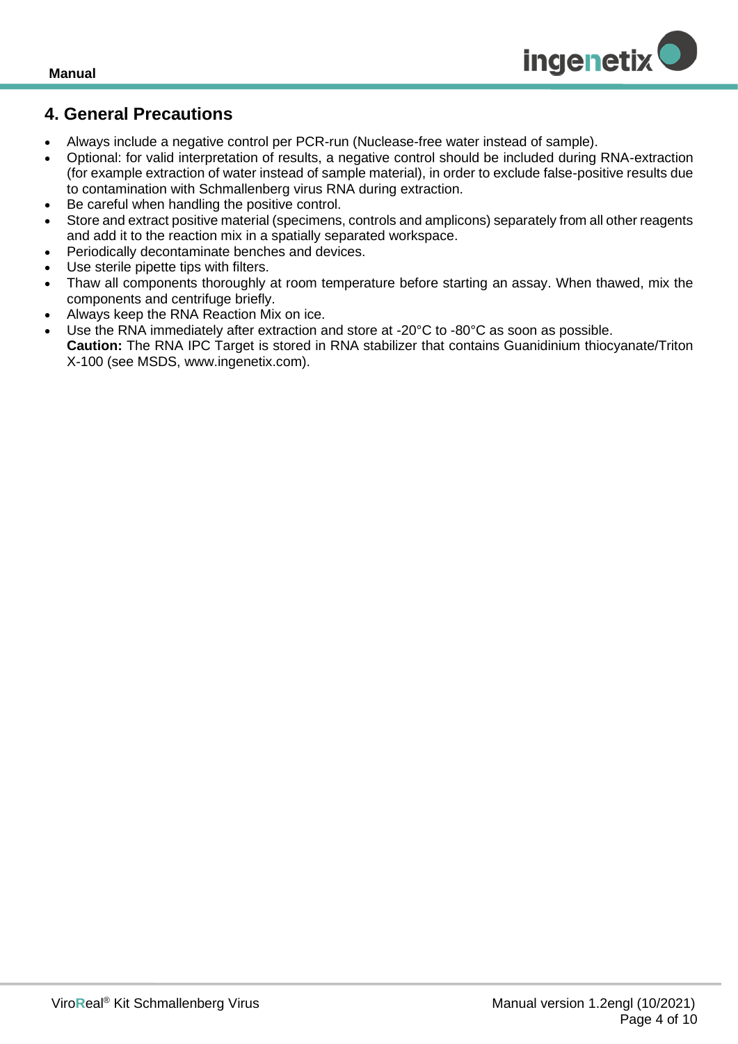## 4. General Precautions

- Always include a negative control per PCR-run (Nuclease-free water instead of sample).
- Optional: for valid interpretation of results, a negative control should be included during RNA-extraction (for example extraction of water instead of sample material), in order to exclude false-positive results due to contamination with Schmallenberg virus RNA during extraction.
- Be careful when handling the positive control.
- Store and extract positive material (specimens, controls and amplicons) separately from all other reagents and add it to the reaction mix in a spatially separated workspace.
- Periodically decontaminate benches and devices.
- Use sterile pipette tips with filters.
- Thaw all components thoroughly at room temperature before starting an assay. When thawed, mix the components and centrifuge briefly.
- Always keep the RNA Reaction Mix on ice.
- Use the RNA immediately after extraction and store at -20°C to -80°C as soon as possible.
  **Caution:** The RNA IPC Target is stored in RNA stabilizer that contains Guanidinium thiocyanate/Triton X-100 (see MSDS, www.ingenetix.com).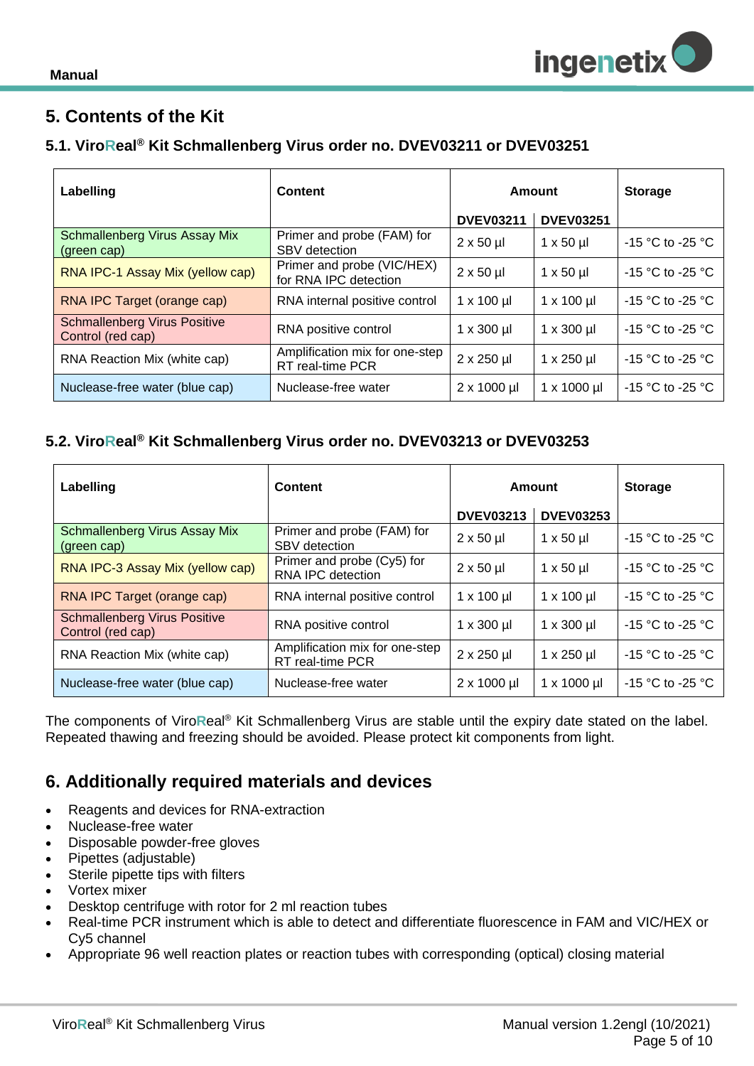## 5. Contents of the Kit

### 5.1. ViroReal® Kit Schmallenberg Virus order no. DVEV03211 or DVEV03251

| Labelling | Content | Amount | | Storage |
|---|---|---|---|---|
| | | DVEV03211 | DVEV03251 | |
| Schmallenberg Virus Assay Mix (green cap) | Primer and probe (FAM) for SBV detection | 2 x 50 µl | 1 x 50 µl | -15 °C to -25 °C |
| RNA IPC-1 Assay Mix (yellow cap) | Primer and probe (VIC/HEX) for RNA IPC detection | 2 x 50 µl | 1 x 50 µl | -15 °C to -25 °C |
| RNA IPC Target (orange cap) | RNA internal positive control | 1 x 100 µl | 1 x 100 µl | -15 °C to -25 °C |
| Schmallenberg Virus Positive Control (red cap) | RNA positive control | 1 x 300 µl | 1 x 300 µl | -15 °C to -25 °C |
| RNA Reaction Mix (white cap) | Amplification mix for one-step RT real-time PCR | 2 x 250 µl | 1 x 250 µl | -15 °C to -25 °C |
| Nuclease-free water (blue cap) | Nuclease-free water | 2 x 1000 µl | 1 x 1000 µl | -15 °C to -25 °C |

### 5.2. ViroReal® Kit Schmallenberg Virus order no. DVEV03213 or DVEV03253

| Labelling | Content | Amount | | Storage |
|---|---|---|---|---|
| | | DVEV03213 | DVEV03253 | |
| Schmallenberg Virus Assay Mix (green cap) | Primer and probe (FAM) for SBV detection | 2 x 50 µl | 1 x 50 µl | -15 °C to -25 °C |
| RNA IPC-3 Assay Mix (yellow cap) | Primer and probe (Cy5) for RNA IPC detection | 2 x 50 µl | 1 x 50 µl | -15 °C to -25 °C |
| RNA IPC Target (orange cap) | RNA internal positive control | 1 x 100 µl | 1 x 100 µl | -15 °C to -25 °C |
| Schmallenberg Virus Positive Control (red cap) | RNA positive control | 1 x 300 µl | 1 x 300 µl | -15 °C to -25 °C |
| RNA Reaction Mix (white cap) | Amplification mix for one-step RT real-time PCR | 2 x 250 µl | 1 x 250 µl | -15 °C to -25 °C |
| Nuclease-free water (blue cap) | Nuclease-free water | 2 x 1000 µl | 1 x 1000 µl | -15 °C to -25 °C |

The components of ViroReal® Kit Schmallenberg Virus are stable until the expiry date stated on the label. Repeated thawing and freezing should be avoided. Please protect kit components from light.

## 6. Additionally required materials and devices

- Reagents and devices for RNA-extraction
- Nuclease-free water
- Disposable powder-free gloves
- Pipettes (adjustable)
- Sterile pipette tips with filters
- Vortex mixer
- Desktop centrifuge with rotor for 2 ml reaction tubes
- Real-time PCR instrument which is able to detect and differentiate fluorescence in FAM and VIC/HEX or Cy5 channel
- Appropriate 96 well reaction plates or reaction tubes with corresponding (optical) closing material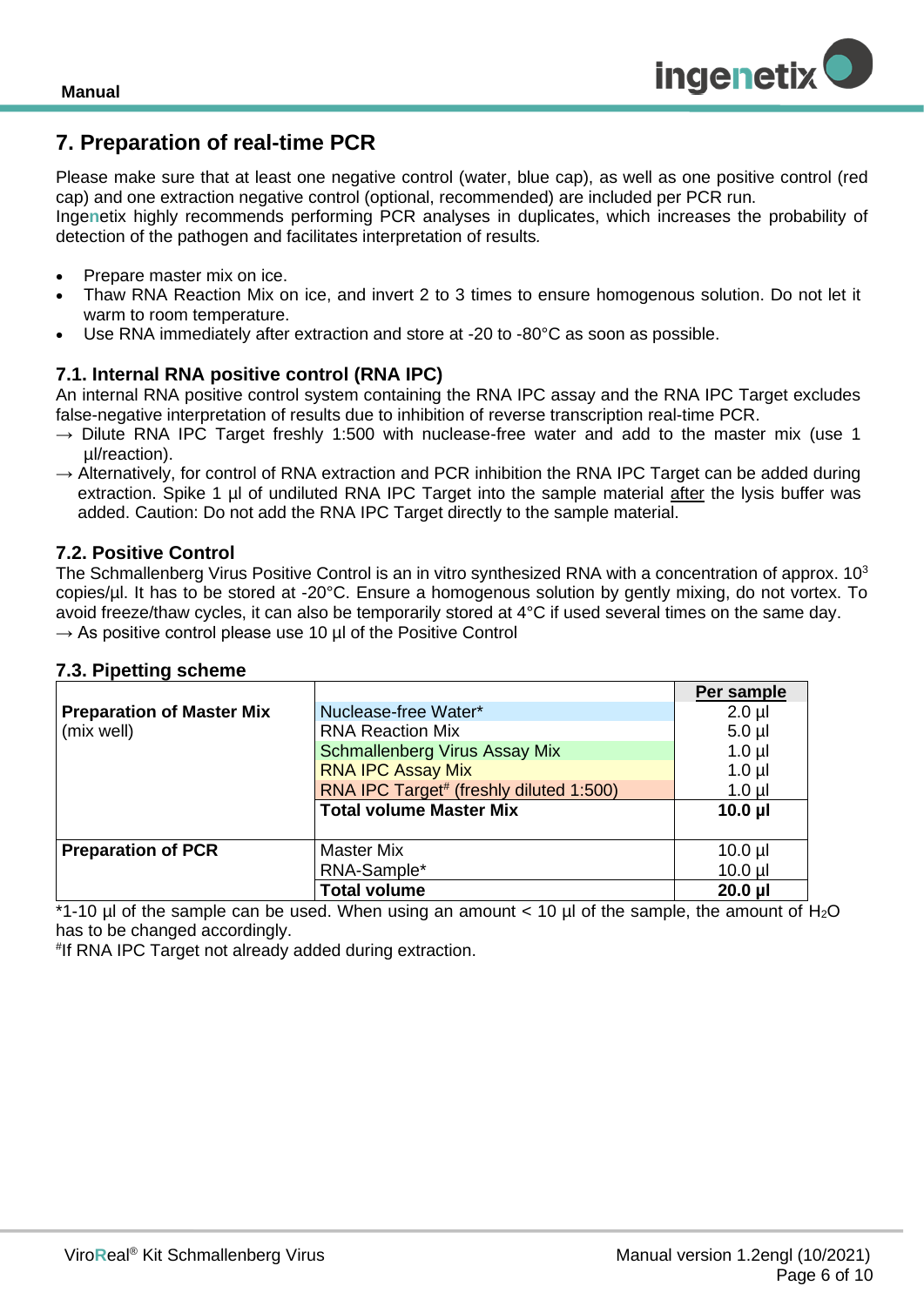## 7. Preparation of real-time PCR

Please make sure that at least one negative control (water, blue cap), as well as one positive control (red cap) and one extraction negative control (optional, recommended) are included per PCR run.
Ingenetix highly recommends performing PCR analyses in duplicates, which increases the probability of detection of the pathogen and facilitates interpretation of results.

- Prepare master mix on ice.
- Thaw RNA Reaction Mix on ice, and invert 2 to 3 times to ensure homogenous solution. Do not let it warm to room temperature.
- Use RNA immediately after extraction and store at -20 to -80°C as soon as possible.

### 7.1. Internal RNA positive control (RNA IPC)

An internal RNA positive control system containing the RNA IPC assay and the RNA IPC Target excludes false-negative interpretation of results due to inhibition of reverse transcription real-time PCR.

→ Dilute RNA IPC Target freshly 1:500 with nuclease-free water and add to the master mix (use 1 µl/reaction).

→ Alternatively, for control of RNA extraction and PCR inhibition the RNA IPC Target can be added during extraction. Spike 1 µl of undiluted RNA IPC Target into the sample material after the lysis buffer was added. Caution: Do not add the RNA IPC Target directly to the sample material.

### 7.2. Positive Control

The Schmallenberg Virus Positive Control is an in vitro synthesized RNA with a concentration of approx. $10^3$ copies/µl. It has to be stored at -20°C. Ensure a homogenous solution by gently mixing, do not vortex. To avoid freeze/thaw cycles, it can also be temporarily stored at 4°C if used several times on the same day.

→ As positive control please use 10 µl of the Positive Control

### 7.3. Pipetting scheme

| | | Per sample |
|---|---|---|
| **Preparation of Master Mix** (mix well) | Nuclease-free Water* | 2.0 µl |
| | RNA Reaction Mix | 5.0 µl |
| | Schmallenberg Virus Assay Mix | 1.0 µl |
| | RNA IPC Assay Mix | 1.0 µl |
| | RNA IPC Target# (freshly diluted 1:500) | 1.0 µl |
| | **Total volume Master Mix** | **10.0 µl** |
| **Preparation of PCR** | Master Mix | 10.0 µl |
| | RNA-Sample* | 10.0 µl |
| | **Total volume** | **20.0 µl** |

*1-10 µl of the sample can be used. When using an amount < 10 µl of the sample, the amount of $H_2O$ has to be changed accordingly.

#If RNA IPC Target not already added during extraction.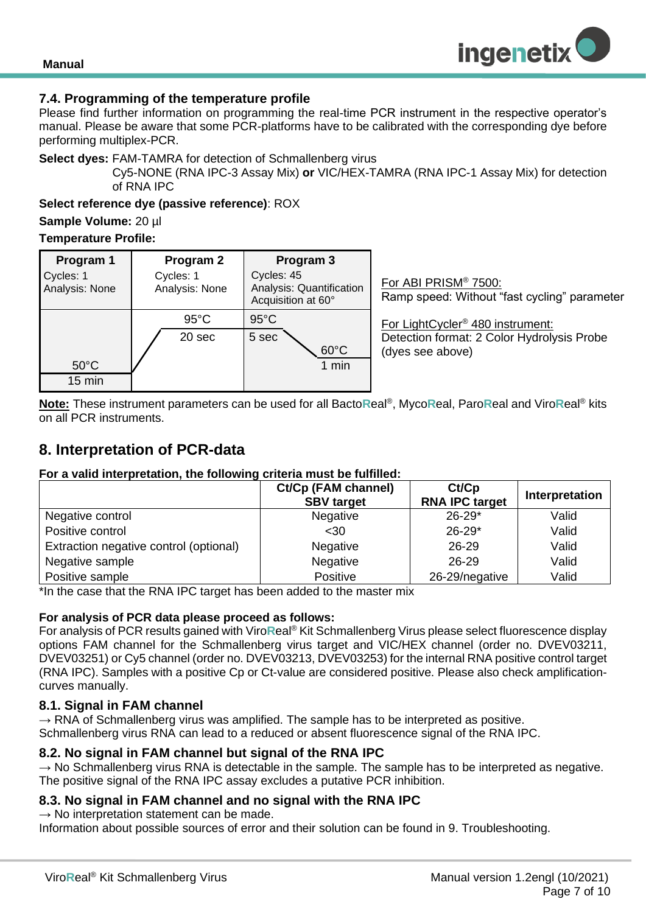## 7.4. Programming of the temperature profile

Please find further information on programming the real-time PCR instrument in the respective operator's manual. Please be aware that some PCR-platforms have to be calibrated with the corresponding dye before performing multiplex-PCR.

**Select dyes:** FAM-TAMRA for detection of Schmallenberg virus
Cy5-NONE (RNA IPC-3 Assay Mix) **or** VIC/HEX-TAMRA (RNA IPC-1 Assay Mix) for detection of RNA IPC

**Select reference dye (passive reference)**: ROX

**Sample Volume:** 20 µl

**Temperature Profile:**

| Program 1 | Program 2 | Program 3 |
|---|---|---|
| Cycles: 1<br>Analysis: None | Cycles: 1<br>Analysis: None | Cycles: 45<br>Analysis: Quantification<br>Acquisition at 60° |
| 50°C<br>15 min | 95°C<br>20 sec | 95°C<br>5 sec<br>60°C<br>1 min |

For ABI PRISM® 7500:
Ramp speed: Without "fast cycling" parameter

For LightCycler® 480 instrument:
Detection format: 2 Color Hydrolysis Probe (dyes see above)

**Note:** These instrument parameters can be used for all BactoReal®, MycoReal, ParoReal and ViroReal® kits on all PCR instruments.

## 8. Interpretation of PCR-data

**For a valid interpretation, the following criteria must be fulfilled:**

| | Ct/Cp (FAM channel) SBV target | Ct/Cp RNA IPC target | Interpretation |
|---|---|---|---|
| Negative control | Negative | 26-29* | Valid |
| Positive control | <30 | 26-29* | Valid |
| Extraction negative control (optional) | Negative | 26-29 | Valid |
| Negative sample | Negative | 26-29 | Valid |
| Positive sample | Positive | 26-29/negative | Valid |

*In the case that the RNA IPC target has been added to the master mix

**For analysis of PCR data please proceed as follows:**

For analysis of PCR results gained with ViroReal® Kit Schmallenberg Virus please select fluorescence display options FAM channel for the Schmallenberg virus target and VIC/HEX channel (order no. DVEV03211, DVEV03251) or Cy5 channel (order no. DVEV03213, DVEV03253) for the internal RNA positive control target (RNA IPC). Samples with a positive Cp or Ct-value are considered positive. Please also check amplification-curves manually.

### 8.1. Signal in FAM channel

→ RNA of Schmallenberg virus was amplified. The sample has to be interpreted as positive.
Schmallenberg virus RNA can lead to a reduced or absent fluorescence signal of the RNA IPC.

### 8.2. No signal in FAM channel but signal of the RNA IPC

→ No Schmallenberg virus RNA is detectable in the sample. The sample has to be interpreted as negative. The positive signal of the RNA IPC assay excludes a putative PCR inhibition.

### 8.3. No signal in FAM channel and no signal with the RNA IPC

→ No interpretation statement can be made.
Information about possible sources of error and their solution can be found in 9. Troubleshooting.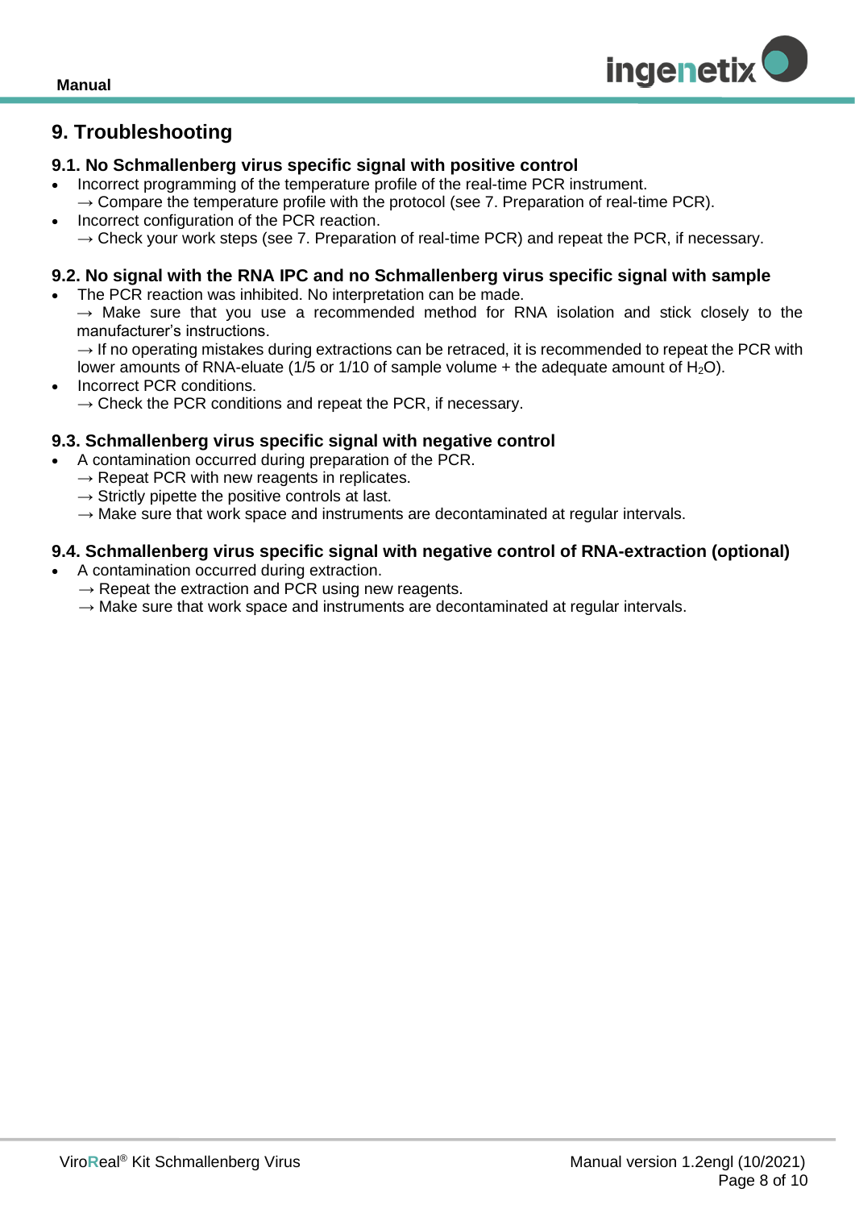# 9. Troubleshooting

## 9.1. No Schmallenberg virus specific signal with positive control

- Incorrect programming of the temperature profile of the real-time PCR instrument.
  → Compare the temperature profile with the protocol (see 7. Preparation of real-time PCR).
- Incorrect configuration of the PCR reaction.
  → Check your work steps (see 7. Preparation of real-time PCR) and repeat the PCR, if necessary.

## 9.2. No signal with the RNA IPC and no Schmallenberg virus specific signal with sample

- The PCR reaction was inhibited. No interpretation can be made.
  → Make sure that you use a recommended method for RNA isolation and stick closely to the manufacturer's instructions.
  → If no operating mistakes during extractions can be retraced, it is recommended to repeat the PCR with lower amounts of RNA-eluate (1/5 or 1/10 of sample volume + the adequate amount of $H_2O$).
- Incorrect PCR conditions.
  → Check the PCR conditions and repeat the PCR, if necessary.

## 9.3. Schmallenberg virus specific signal with negative control

- A contamination occurred during preparation of the PCR.
  → Repeat PCR with new reagents in replicates.
  → Strictly pipette the positive controls at last.
  → Make sure that work space and instruments are decontaminated at regular intervals.

## 9.4. Schmallenberg virus specific signal with negative control of RNA-extraction (optional)

- A contamination occurred during extraction.
  → Repeat the extraction and PCR using new reagents.
  → Make sure that work space and instruments are decontaminated at regular intervals.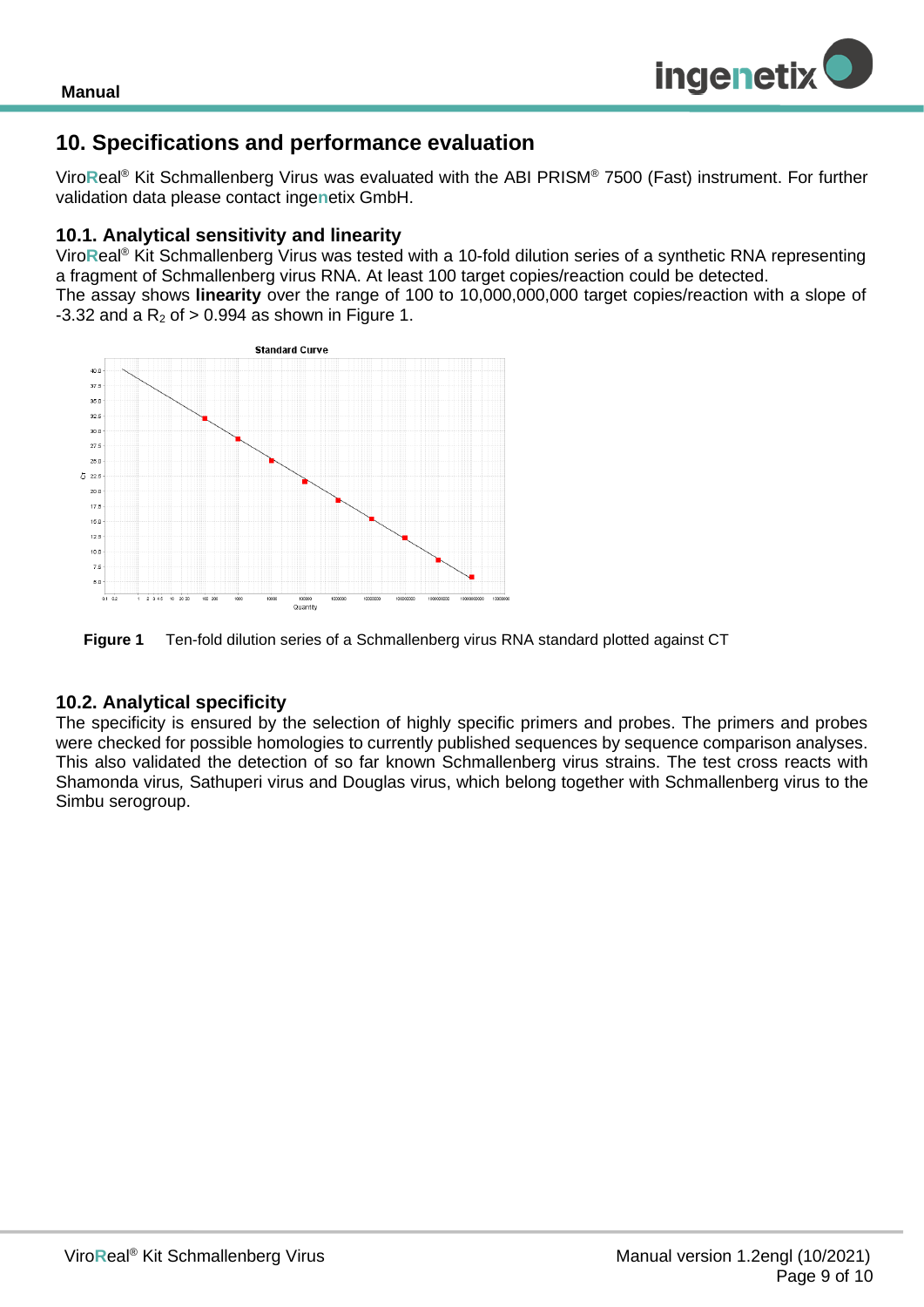## 10. Specifications and performance evaluation

ViroReal® Kit Schmallenberg Virus was evaluated with the ABI PRISM® 7500 (Fast) instrument. For further validation data please contact ingenetix GmbH.

### 10.1. Analytical sensitivity and linearity

ViroReal® Kit Schmallenberg Virus was tested with a 10-fold dilution series of a synthetic RNA representing a fragment of Schmallenberg virus RNA. At least 100 target copies/reaction could be detected.
The assay shows **linearity** over the range of 100 to 10,000,000,000 target copies/reaction with a slope of -3.32 and a $R_2$ of > 0.994 as shown in Figure 1.

**Figure 1** Ten-fold dilution series of a Schmallenberg virus RNA standard plotted against CT

### 10.2. Analytical specificity

The specificity is ensured by the selection of highly specific primers and probes. The primers and probes were checked for possible homologies to currently published sequences by sequence comparison analyses. This also validated the detection of so far known Schmallenberg virus strains. The test cross reacts with Shamonda virus, Sathuperi virus and Douglas virus, which belong together with Schmallenberg virus to the Simbu serogroup.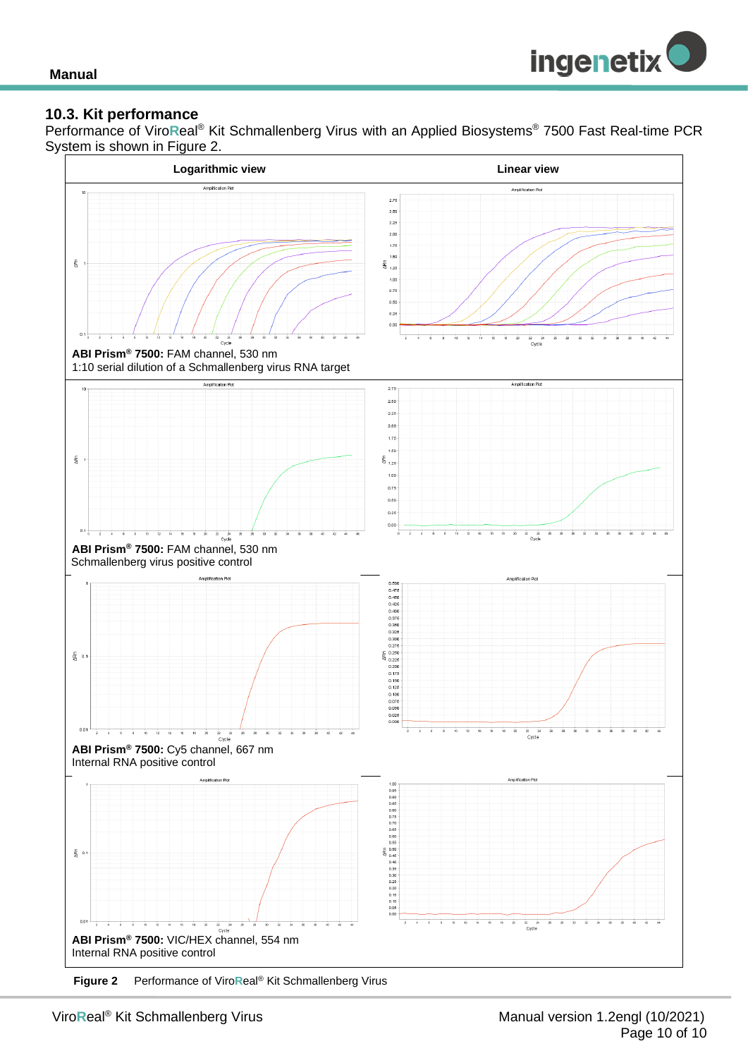## 10.3. Kit performance

Performance of ViroReal® Kit Schmallenberg Virus with an Applied Biosystems® 7500 Fast Real-time PCR System is shown in Figure 2.

| Logarithmic view | Linear view |
|---|---|

**ABI Prism® 7500:** FAM channel, 530 nm
1:10 serial dilution of a Schmallenberg virus RNA target

**ABI Prism® 7500:** FAM channel, 530 nm
Schmallenberg virus positive control

**ABI Prism® 7500:** Cy5 channel, 667 nm
Internal RNA positive control

**ABI Prism® 7500:** VIC/HEX channel, 554 nm
Internal RNA positive control

**Figure 2** Performance of ViroReal® Kit Schmallenberg Virus